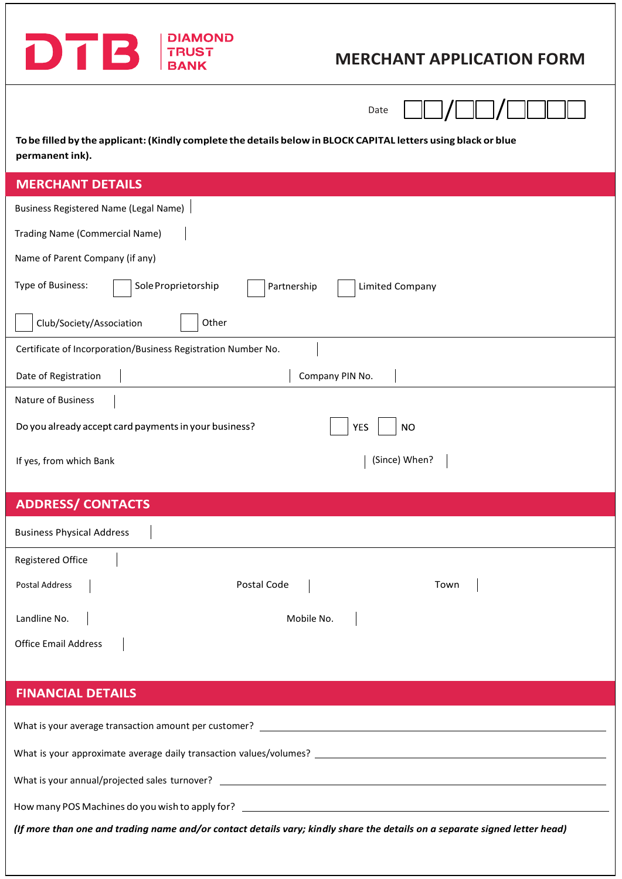DTB | DIAMOND TRUST BANK

# MERCHANT APPLICATION FORM

Date __ __ / __ __ / __ __ __ __

**To be filled by the applicant: (Kindly complete the details below in BLOCK CAPITAL letters using black or blue permanent ink).**

## MERCHANT DETAILS

Business Registered Name (Legal Name)

Trading Name (Commercial Name)

Name of Parent Company (if any)

Type of Business: ☐ Sole Proprietorship ☐ Partnership ☐ Limited Company

☐ Club/Society/Association ☐ Other

Certificate of Incorporation/Business Registration Number No.

Date of Registration | Company PIN No.

Nature of Business

Do you already accept card payments in your business? ☐ YES ☐ NO

If yes, from which Bank | (Since) When?

## ADDRESS/ CONTACTS

Business Physical Address

Registered Office

Postal Address | Postal Code | Town

Landline No. | Mobile No.

Office Email Address

## FINANCIAL DETAILS

What is your average transaction amount per customer? ____________________

What is your approximate average daily transaction values/volumes? ____________________

What is your annual/projected sales turnover? ____________________

How many POS Machines do you wish to apply for? ____________________

***(If more than one and trading name and/or contact details vary; kindly share the details on a separate signed letter head)***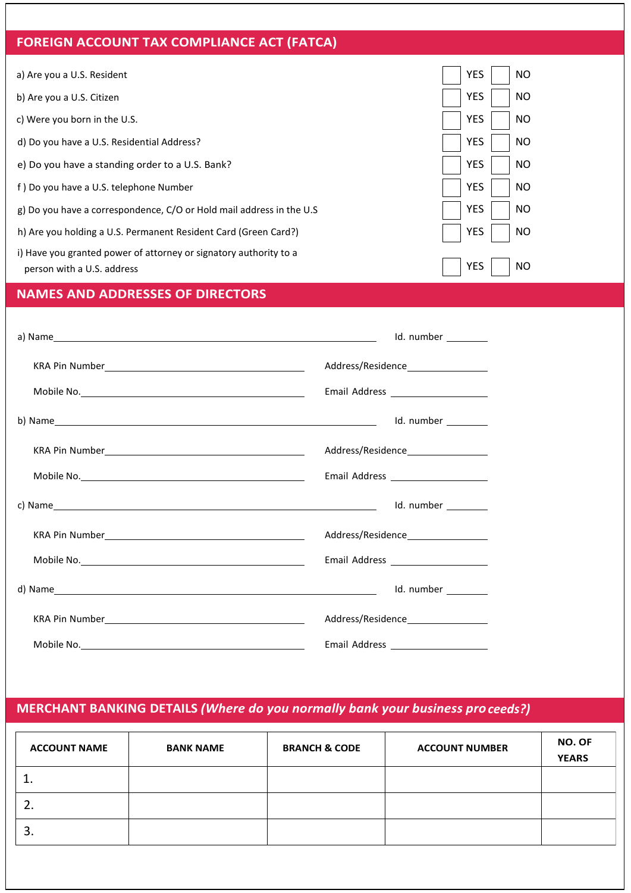## FOREIGN ACCOUNT TAX COMPLIANCE ACT (FATCA)

| Question | YES | NO |
|---|---|---|
| a) Are you a U.S. Resident | ☐ YES | ☐ NO |
| b) Are you a U.S. Citizen | ☐ YES | ☐ NO |
| c) Were you born in the U.S. | ☐ YES | ☐ NO |
| d) Do you have a U.S. Residential Address? | ☐ YES | ☐ NO |
| e) Do you have a standing order to a U.S. Bank? | ☐ YES | ☐ NO |
| f ) Do you have a U.S. telephone Number | ☐ YES | ☐ NO |
| g) Do you have a correspondence, C/O or Hold mail address in the U.S | ☐ YES | ☐ NO |
| h) Are you holding a U.S. Permanent Resident Card (Green Card?) | ☐ YES | ☐ NO |
| i) Have you granted power of attorney or signatory authority to a person with a U.S. address | ☐ YES | ☐ NO |

## NAMES AND ADDRESSES OF DIRECTORS

a) Name_______________________________________________ Id. number ________

KRA Pin Number______________________________ Address/Residence______________

Mobile No.__________________________________ Email Address _______________

b) Name_______________________________________________ Id. number ________

KRA Pin Number______________________________ Address/Residence______________

Mobile No.__________________________________ Email Address _______________

c) Name_______________________________________________ Id. number ________

KRA Pin Number______________________________ Address/Residence______________

Mobile No.__________________________________ Email Address _______________

d) Name_______________________________________________ Id. number ________

KRA Pin Number______________________________ Address/Residence______________

Mobile No.__________________________________ Email Address _______________

## MERCHANT BANKING DETAILS *(Where do you normally bank your business pro ceeds?)*

| ACCOUNT NAME | BANK NAME | BRANCH & CODE | ACCOUNT NUMBER | NO. OF YEARS |
|---|---|---|---|---|
| 1. | | | | |
| 2. | | | | |
| 3. | | | | |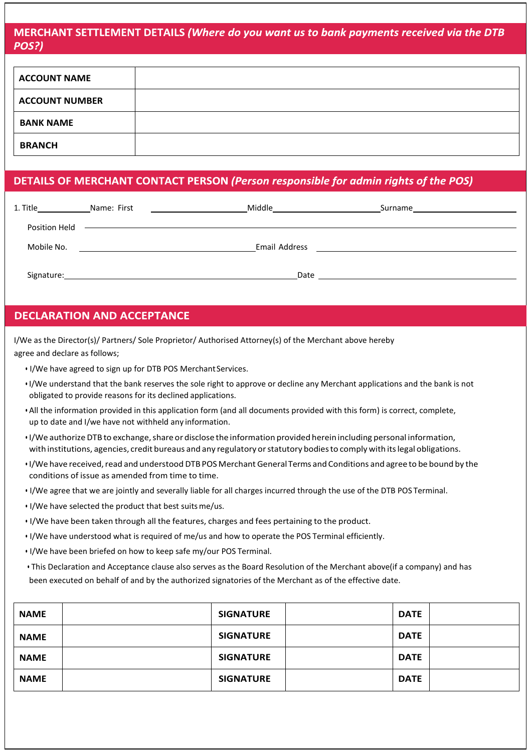## MERCHANT SETTLEMENT DETAILS *(Where do you want us to bank payments received via the DTB POS?)*

| ACCOUNT NAME | |
|---|---|
| ACCOUNT NUMBER | |
| BANK NAME | |
| BRANCH | |

## DETAILS OF MERCHANT CONTACT PERSON *(Person responsible for admin rights of the POS)*

1. Title\_\_\_\_\_\_\_\_\_\_ Name: First \_\_\_\_\_\_\_\_\_\_\_\_\_\_\_\_ Middle\_\_\_\_\_\_\_\_\_\_\_\_\_\_\_\_ Surname\_\_\_\_\_\_\_\_\_\_\_\_\_\_\_\_

   Position Held \_\_\_\_\_\_\_\_\_\_\_\_\_\_\_\_\_\_\_\_\_\_\_\_\_\_\_\_\_\_\_\_

   Mobile No. \_\_\_\_\_\_\_\_\_\_\_\_\_\_\_\_\_\_\_\_ Email Address \_\_\_\_\_\_\_\_\_\_\_\_\_\_\_\_\_\_\_\_

   Signature:\_\_\_\_\_\_\_\_\_\_\_\_\_\_\_\_\_\_\_\_\_\_\_\_\_\_\_\_ Date \_\_\_\_\_\_\_\_\_\_\_\_\_\_\_\_\_\_\_\_

## DECLARATION AND ACCEPTANCE

I/We as the Director(s)/ Partners/ Sole Proprietor/ Authorised Attorney(s) of the Merchant above hereby agree and declare as follows;

- I/We have agreed to sign up for DTB POS Merchant Services.
- I/We understand that the bank reserves the sole right to approve or decline any Merchant applications and the bank is not obligated to provide reasons for its declined applications.
- All the information provided in this application form (and all documents provided with this form) is correct, complete, up to date and I/we have not withheld any information.
- I/We authorize DTB to exchange, share or disclose the information provided herein including personal information, with institutions, agencies, credit bureaus and any regulatory or statutory bodies to comply with its legal obligations.
- I/We have received, read and understood DTB POS Merchant General Terms and Conditions and agree to be bound by the conditions of issue as amended from time to time.
- I/We agree that we are jointly and severally liable for all charges incurred through the use of the DTB POS Terminal.
- I/We have selected the product that best suits me/us.
- I/We have been taken through all the features, charges and fees pertaining to the product.
- I/We have understood what is required of me/us and how to operate the POS Terminal efficiently.
- I/We have been briefed on how to keep safe my/our POS Terminal.
- This Declaration and Acceptance clause also serves as the Board Resolution of the Merchant above(if a company) and has been executed on behalf of and by the authorized signatories of the Merchant as of the effective date.

| NAME | | SIGNATURE | | DATE | |
|---|---|---|---|---|---|
| NAME | | SIGNATURE | | DATE | |
| NAME | | SIGNATURE | | DATE | |
| NAME | | SIGNATURE | | DATE | |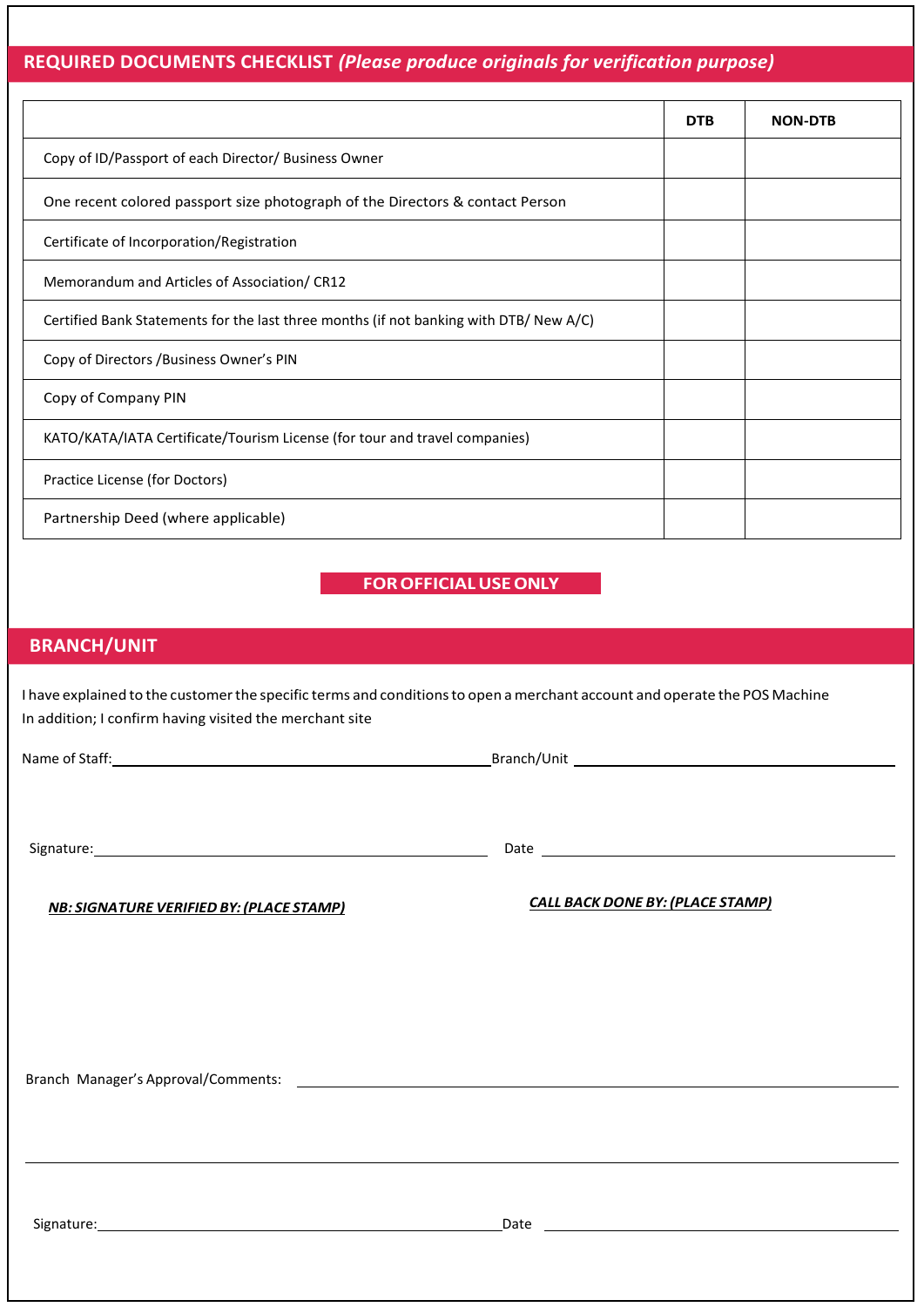## REQUIRED DOCUMENTS CHECKLIST *(Please produce originals for verification purpose)*

| | DTB | NON-DTB |
|---|---|---|
| Copy of ID/Passport of each Director/ Business Owner | | |
| One recent colored passport size photograph of the Directors & contact Person | | |
| Certificate of Incorporation/Registration | | |
| Memorandum and Articles of Association/ CR12 | | |
| Certified Bank Statements for the last three months (if not banking with DTB/ New A/C) | | |
| Copy of Directors /Business Owner's PIN | | |
| Copy of Company PIN | | |
| KATO/KATA/IATA Certificate/Tourism License (for tour and travel companies) | | |
| Practice License (for Doctors) | | |
| Partnership Deed (where applicable) | | |

**FOR OFFICIAL USE ONLY**

## BRANCH/UNIT

I have explained to the customer the specific terms and conditions to open a merchant account and operate the POS Machine
In addition; I confirm having visited the merchant site

Name of Staff:\_\_\_\_\_\_\_\_\_\_\_\_\_\_\_\_\_\_\_\_\_\_\_\_\_\_\_\_\_\_ Branch/Unit \_\_\_\_\_\_\_\_\_\_\_\_\_\_\_\_\_\_\_\_\_\_\_\_\_\_\_\_\_\_

Signature:\_\_\_\_\_\_\_\_\_\_\_\_\_\_\_\_\_\_\_\_\_\_\_\_\_\_\_\_\_\_ Date \_\_\_\_\_\_\_\_\_\_\_\_\_\_\_\_\_\_\_\_\_\_\_\_\_\_\_\_\_\_

***NB: SIGNATURE VERIFIED BY: (PLACE STAMP)***

***CALL BACK DONE BY: (PLACE STAMP)***

Branch Manager's Approval/Comments: \_\_\_\_\_\_\_\_\_\_\_\_\_\_\_\_\_\_\_\_\_\_\_\_\_\_\_\_\_\_\_\_\_\_\_\_\_\_\_\_\_\_\_\_\_\_\_\_\_\_\_\_\_\_\_\_\_\_\_\_

\_\_\_\_\_\_\_\_\_\_\_\_\_\_\_\_\_\_\_\_\_\_\_\_\_\_\_\_\_\_\_\_\_\_\_\_\_\_\_\_\_\_\_\_\_\_\_\_\_\_\_\_\_\_\_\_\_\_\_\_\_\_\_\_\_\_\_\_\_\_\_\_\_\_\_\_\_\_\_\_\_\_\_\_\_\_\_\_\_\_\_\_\_\_

Signature:\_\_\_\_\_\_\_\_\_\_\_\_\_\_\_\_\_\_\_\_\_\_\_\_\_\_\_\_\_\_ Date \_\_\_\_\_\_\_\_\_\_\_\_\_\_\_\_\_\_\_\_\_\_\_\_\_\_\_\_\_\_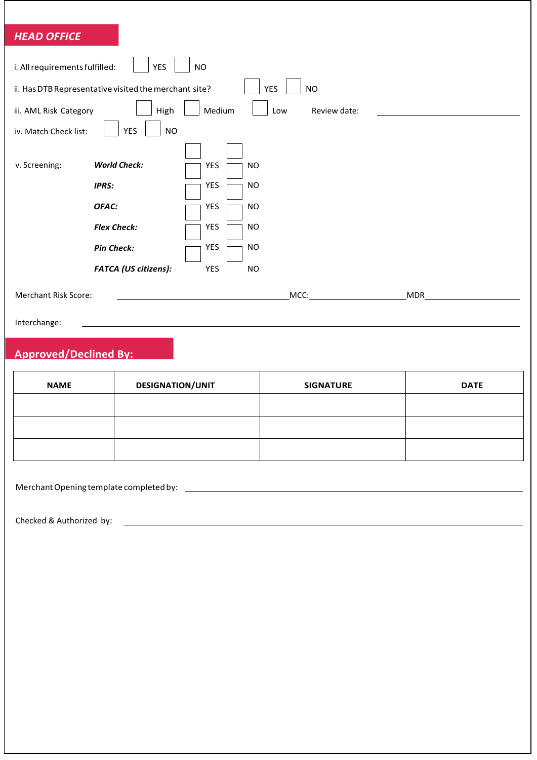## HEAD OFFICE

i. All requirements fulfilled: ☐ YES ☐ NO

ii. Has DTB Representative visited the merchant site? ☐ YES ☐ NO

iii. AML Risk Category ☐ High ☐ Medium ☐ Low Review date: ______________________

iv. Match Check list: ☐ YES ☐ NO

v. Screening:

| | | |
|---|---|---|
| ***World Check:*** | ☐ YES | ☐ NO |
| ***IPRS:*** | ☐ YES | ☐ NO |
| ***OFAC:*** | ☐ YES | ☐ NO |
| ***Flex Check:*** | ☐ YES | ☐ NO |
| ***Pin Check:*** | ☐ YES | ☐ NO |
| ***FATCA (US citizens):*** | ☐ YES | ☐ NO |

Merchant Risk Score: ______________________ MCC: ______________________ MDR ______________________

Interchange: ______________________

## Approved/Declined By:

| NAME | DESIGNATION/UNIT | SIGNATURE | DATE |
|---|---|---|---|
| | | | |
| | | | |
| | | | |

Merchant Opening template completed by: ______________________

Checked & Authorized by: ______________________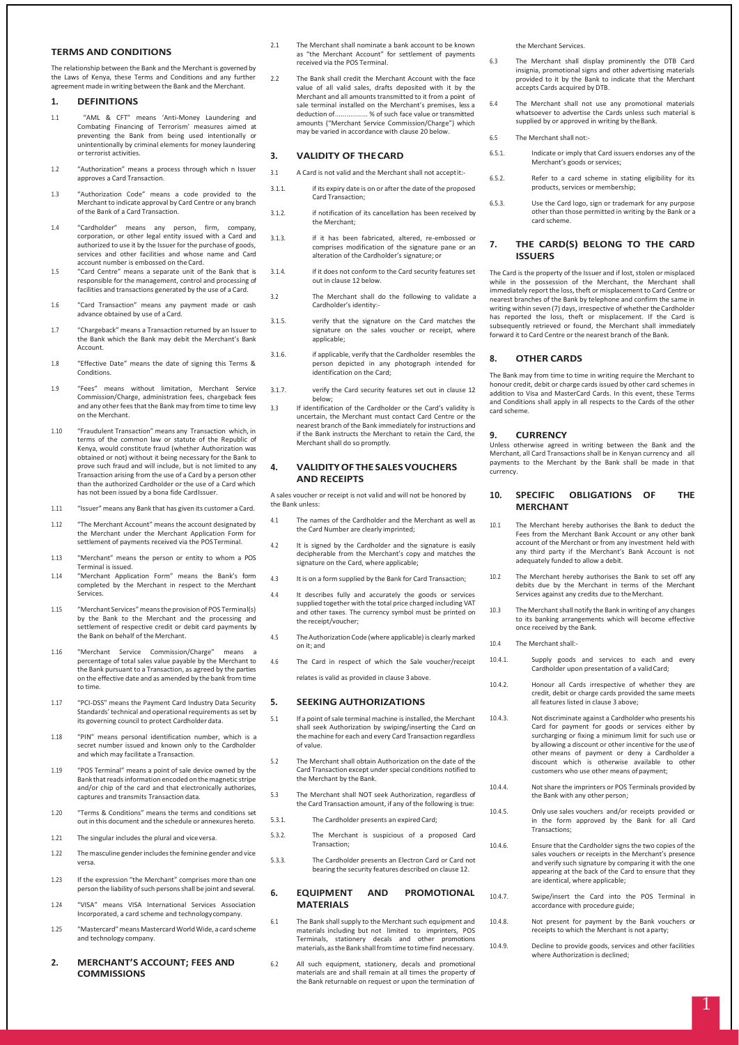## TERMS AND CONDITIONS

The relationship between the Bank and the Merchant is governed by the Laws of Kenya, these Terms and Conditions and any further agreement made in writing between the Bank and the Merchant.

## 1. DEFINITIONS

1.1 "AML & CFT" means 'Anti-Money Laundering and Combating Financing of Terrorism' measures aimed at preventing the Bank from being used intentionally or unintentionally by criminal elements for money laundering or terrorist activities.

1.2 "Authorization" means a process through which n Issuer approves a Card Transaction.

1.3 "Authorization Code" means a code provided to the Merchant to indicate approval by Card Centre or any branch of the Bank of a Card Transaction.

1.4 "Cardholder" means any person, firm, company, corporation, or other legal entity issued with a Card and authorized to use it by the Issuer for the purchase of goods, services and other facilities and whose name and Card account number is embossed on the Card.

1.5 "Card Centre" means a separate unit of the Bank that is responsible for the management, control and processing of facilities and transactions generated by the use of a Card.

1.6 "Card Transaction" means any payment made or cash advance obtained by use of a Card.

1.7 "Chargeback" means a Transaction returned by an Issuer to the Bank which the Bank may debit the Merchant's Bank Account.

1.8 "Effective Date" means the date of signing this Terms & Conditions.

1.9 "Fees" means without limitation, Merchant Service Commission/Charge, administration fees, chargeback fees and any other fees that the Bank may from time to time levy on the Merchant.

1.10 "Fraudulent Transaction" means any Transaction which, in terms of the common law or statute of the Republic of Kenya, would constitute fraud (whether Authorization was obtained or not) without it being necessary for the Bank to prove such fraud and will include, but is not limited to any Transaction arising from the use of a Card by a person other than the authorized Cardholder or the use of a Card which has not been issued by a bona fide CardIssuer.

1.11 "Issuer" means any Bank that has given its customer a Card.

1.12 "The Merchant Account" means the account designated by the Merchant under the Merchant Application Form for settlement of payments received via the POSTerminal.

1.13 "Merchant" means the person or entity to whom a POS Terminal is issued.

1.14 "Merchant Application Form" means the Bank's form completed by the Merchant in respect to the Merchant Services.

1.15 "Merchant Services" means the provision of POS Terminal(s) by the Bank to the Merchant and the processing and settlement of respective credit or debit card payments by the Bank on behalf of the Merchant.

1.16 "Merchant Service Commission/Charge" means a percentage of total sales value payable by the Merchant to the Bank pursuant to a Transaction, as agreed by the parties on the effective date and as amended by the bank from time to time.

1.17 "PCI-DSS" means the Payment Card Industry Data Security Standards' technical and operational requirements as set by its governing council to protect Cardholder data.

1.18 "PIN" means personal identification number, which is a secret number issued and known only to the Cardholder and which may facilitate a Transaction.

1.19 "POS Terminal" means a point of sale device owned by the Bank that reads information encoded on the magnetic stripe and/or chip of the card and that electronically authorizes, captures and transmits Transaction data.

1.20 "Terms & Conditions" means the terms and conditions set out in this document and the schedule or annexures hereto.

1.21 The singular includes the plural and viceversa.

1.22 The masculine gender includes the feminine gender and vice versa.

1.23 If the expression "the Merchant" comprises more than one person the liability of such persons shall be joint and several.

1.24 "VISA" means VISA International Services Association Incorporated, a card scheme and technologycompany.

1.25 "Mastercard" means Mastercard World Wide, a card scheme and technology company.

## 2. MERCHANT'S ACCOUNT; FEES AND COMMISSIONS

2.1 The Merchant shall nominate a bank account to be known as "the Merchant Account" for settlement of payments received via the POS Terminal.

2.2 The Bank shall credit the Merchant Account with the face value of all valid sales, drafts deposited with it by the Merchant and all amounts transmitted to it from a point of sale terminal installed on the Merchant's premises, less a deduction of................ % of such face value or transmitted amounts ("Merchant Service Commission/Charge") which may be varied in accordance with clause 20 below.

## 3. VALIDITY OF THE CARD

3.1 A Card is not valid and the Merchant shall not acceptit:-

3.1.1. if its expiry date is on or after the date of the proposed Card Transaction;

3.1.2. if notification of its cancellation has been received by the Merchant;

3.1.3. if it has been fabricated, altered, re-embossed or comprises modification of the signature pane or an alteration of the Cardholder's signature; or

3.1.4. if it does not conform to the Card security features set out in clause 12 below.

3.2 The Merchant shall do the following to validate a Cardholder's identity:-

3.1.5. verify that the signature on the Card matches the signature on the sales voucher or receipt, where applicable;

3.1.6. if applicable, verify that the Cardholder resembles the person depicted in any photograph intended for identification on the Card;

3.1.7. verify the Card security features set out in clause 12 below;

3.3 If identification of the Cardholder or the Card's validity is uncertain, the Merchant must contact Card Centre or the nearest branch of the Bank immediately for instructions and if the Bank instructs the Merchant to retain the Card, the Merchant shall do so promptly.

## 4. VALIDITY OF THE SALES VOUCHERS AND RECEIPTS

A sales voucher or receipt is not valid and will not be honored by the Bank unless:

4.1 The names of the Cardholder and the Merchant as well as the Card Number are clearly imprinted;

4.2 It is signed by the Cardholder and the signature is easily decipherable from the Merchant's copy and matches the signature on the Card, where applicable;

4.3 It is on a form supplied by the Bank for Card Transaction;

4.4 It describes fully and accurately the goods or services supplied together with the total price charged including VAT and other taxes. The currency symbol must be printed on the receipt/voucher;

4.5 The Authorization Code (where applicable) is clearly marked on it; and

4.6 The Card in respect of which the Sale voucher/receipt relates is valid as provided in clause 3 above.

## 5. SEEKING AUTHORIZATIONS

5.1 If a point of sale terminal machine is installed, the Merchant shall seek Authorization by swiping/inserting the Card on the machine for each and every Card Transaction regardless of value.

5.2 The Merchant shall obtain Authorization on the date of the Card Transaction except under special conditions notified to the Merchant by the Bank.

5.3 The Merchant shall NOT seek Authorization, regardless of the Card Transaction amount, if any of the following is true:

5.3.1. The Cardholder presents an expired Card;

5.3.2. The Merchant is suspicious of a proposed Card Transaction;

5.3.3. The Cardholder presents an Electron Card or Card not bearing the security features described on clause 12.

## 6. EQUIPMENT AND PROMOTIONAL MATERIALS

6.1 The Bank shall supply to the Merchant such equipment and materials including but not limited to imprinters, POS Terminals, stationery decals and other promotions materials, as the Bank shall from time to time find necessary.

6.2 All such equipment, stationery, decals and promotional materials are and shall remain at all times the property of the Bank returnable on request or upon the termination of the Merchant Services.

6.3 The Merchant shall display prominently the DTB Card insignia, promotional signs and other advertising materials provided to it by the Bank to indicate that the Merchant accepts Cards acquired by DTB.

6.4 The Merchant shall not use any promotional materials whatsoever to advertise the Cards unless such material is supplied by or approved in writing by the Bank.

6.5 The Merchant shall not:-

6.5.1. Indicate or imply that Card issuers endorses any of the Merchant's goods or services;

6.5.2. Refer to a card scheme in stating eligibility for its products, services or membership;

6.5.3. Use the Card logo, sign or trademark for any purpose other than those permitted in writing by the Bank or a card scheme.

## 7. THE CARD(S) BELONG TO THE CARD ISSUERS

The Card is the property of the Issuer and if lost, stolen or misplaced while in the possession of the Merchant, the Merchant shall immediately report the loss, theft or misplacement to Card Centre or nearest branches of the Bank by telephone and confirm the same in writing within seven (7) days, irrespective of whether the Cardholder has reported the loss, theft or misplacement. If the Card is subsequently retrieved or found, the Merchant shall immediately forward it to Card Centre or the nearest branch of the Bank.

## 8. OTHER CARDS

The Bank may from time to time in writing require the Merchant to honour credit, debit or charge cards issued by other card schemes in addition to Visa and MasterCard Cards. In this event, these Terms and Conditions shall apply in all respects to the Cards of the other card scheme.

## 9. CURRENCY

Unless otherwise agreed in writing between the Bank and the Merchant, all Card Transactions shall be in Kenyan currency and all payments to the Merchant by the Bank shall be made in that currency.

## 10. SPECIFIC OBLIGATIONS OF THE MERCHANT

10.1 The Merchant hereby authorises the Bank to deduct the Fees from the Merchant Bank Account or any other bank account of the Merchant or from any investment held with any third party if the Merchant's Bank Account is not adequately funded to allow a debit.

10.2 The Merchant hereby authorises the Bank to set off any debits due by the Merchant in terms of the Merchant Services against any credits due to the Merchant.

10.3 The Merchant shall notify the Bank in writing of any changes to its banking arrangements which will become effective once received by the Bank.

10.4 The Merchant shall:-

10.4.1. Supply goods and services to each and every Cardholder upon presentation of a valid Card;

10.4.2. Honour all Cards irrespective of whether they are credit, debit or charge cards provided the same meets all features listed in clause 3 above;

10.4.3. Not discriminate against a Cardholder who presents his Card for payment for goods or services either by surcharging or fixing a minimum limit for such use or by allowing a discount or other incentive for the use of other means of payment or deny a Cardholder a discount which is otherwise available to other customers who use other means of payment;

10.4.4. Not share the imprinters or POS Terminals provided by the Bank with any other person;

10.4.5. Only use sales vouchers and/or receipts provided or in the form approved by the Bank for all Card Transactions;

10.4.6. Ensure that the Cardholder signs the two copies of the sales vouchers or receipts in the Merchant's presence and verify such signature by comparing it with the one appearing at the back of the Card to ensure that they are identical, where applicable;

10.4.7. Swipe/insert the Card into the POS Terminal in accordance with procedure guide;

10.4.8. Not present for payment by the Bank vouchers or receipts to which the Merchant is not a party;

10.4.9. Decline to provide goods, services and other facilities where Authorization is declined;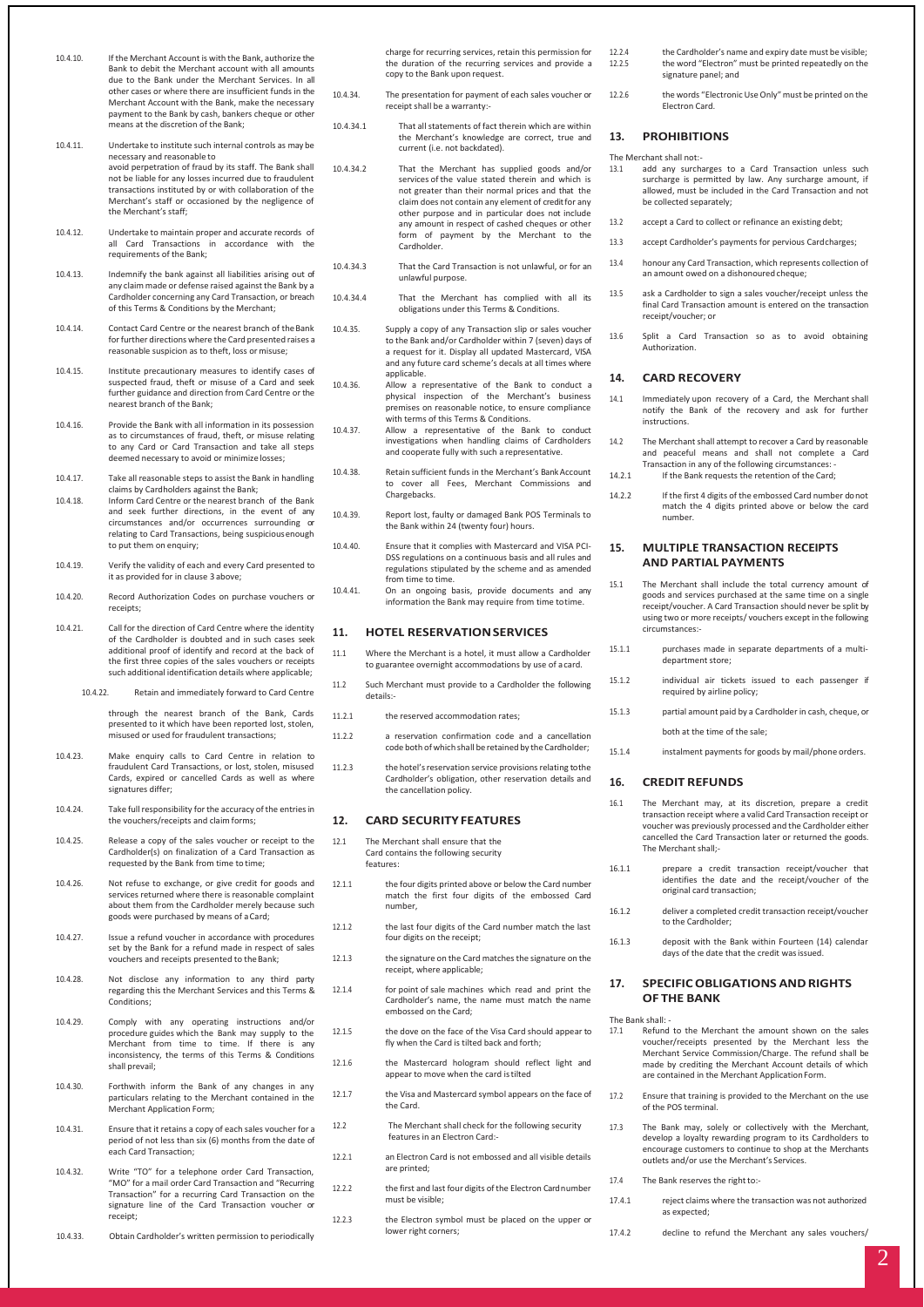10.4.10. If the Merchant Account is with the Bank, authorize the Bank to debit the Merchant account with all amounts due to the Bank under the Merchant Services. In all other cases or where there are insufficient funds in the Merchant Account with the Bank, make the necessary payment to the Bank by cash, bankers cheque or other means at the discretion of the Bank;

10.4.11. Undertake to institute such internal controls as may be necessary and reasonable to avoid perpetration of fraud by its staff. The Bank shall not be liable for any losses incurred due to fraudulent transactions instituted by or with collaboration of the Merchant's staff or occasioned by the negligence of the Merchant's staff;

10.4.12. Undertake to maintain proper and accurate records of all Card Transactions in accordance with the requirements of the Bank;

10.4.13. Indemnify the bank against all liabilities arising out of any claim made or defense raised against the Bank by a Cardholder concerning any Card Transaction, or breach of this Terms & Conditions by the Merchant;

10.4.14. Contact Card Centre or the nearest branch of the Bank for further directions where the Card presented raises a reasonable suspicion as to theft, loss or misuse;

10.4.15. Institute precautionary measures to identify cases of suspected fraud, theft or misuse of a Card and seek further guidance and direction from Card Centre or the nearest branch of the Bank;

10.4.16. Provide the Bank with all information in its possession as to circumstances of fraud, theft, or misuse relating to any Card or Card Transaction and take all steps deemed necessary to avoid or minimize losses;

10.4.17. Take all reasonable steps to assist the Bank in handling claims by Cardholders against the Bank;

10.4.18. Inform Card Centre or the nearest branch of the Bank and seek further directions, in the event of any circumstances and/or occurrences surrounding or relating to Card Transactions, being suspicious enough to put them on enquiry;

10.4.19. Verify the validity of each and every Card presented to it as provided for in clause 3 above;

10.4.20. Record Authorization Codes on purchase vouchers or receipts;

10.4.21. Call for the direction of Card Centre where the identity of the Cardholder is doubted and in such cases seek additional proof of identify and record at the back of the first three copies of the sales vouchers or receipts such additional identification details where applicable;

10.4.22. Retain and immediately forward to Card Centre through the nearest branch of the Bank, Cards presented to it which have been reported lost, stolen, misused or used for fraudulent transactions;

10.4.23. Make enquiry calls to Card Centre in relation to fraudulent Card Transactions, or lost, misused Cards, expired or cancelled Cards as well as where signatures differ;

10.4.24. Take full responsibility for the accuracy of the entries in the vouchers/receipts and claim forms;

10.4.25. Release a copy of the sales voucher or receipt to the Cardholder(s) on finalization of a Card Transaction as requested by the Bank from time to time;

10.4.26. Not refuse to exchange, or give credit for goods and services returned where there is reasonable complaint about them from the Cardholder merely because such goods were purchased by means of a Card;

10.4.27. Issue a refund voucher in accordance with procedures set by the Bank for a refund made in respect of sales vouchers and receipts presented to the Bank;

10.4.28. Not disclose any information to any third party regarding this the Merchant Services and this Terms & Conditions;

10.4.29. Comply with any operating instructions and/or procedure guides which the Bank may supply to the Merchant from time to time. If there is any inconsistency, the terms of this Terms & Conditions shall prevail;

10.4.30. Forthwith inform the Bank of any changes in any particulars relating to the Merchant contained in the Merchant Application Form;

10.4.31. Ensure that it retains a copy of each sales voucher for a period of not less than six (6) months from the date of each Card Transaction;

10.4.32. Write "TO" for a telephone order Card Transaction, "MO" for a mail order Card Transaction and "Recurring Transaction" for a recurring Card Transaction on the signature line of the Card Transaction voucher or receipt;

10.4.33. Obtain Cardholder's written permission to periodically charge for recurring services, retain this permission for the duration of the recurring services and provide a copy to the Bank upon request.

10.4.34. The presentation for payment of each sales voucher or receipt shall be a warranty:-

10.4.34.1 That all statements of fact therein which are within the Merchant's knowledge are correct, true and current (i.e. not backdated).

10.4.34.2 That the Merchant has supplied goods and/or services of the value stated therein and which is not greater than their normal prices and that the claim does not contain any element of credit for any other purpose and in particular does not include any amount in respect of cashed cheques or other form of payment by the Merchant to the Cardholder.

10.4.34.3 That the Card Transaction is not unlawful, or for an unlawful purpose.

10.4.34.4 That the Merchant has complied with all its obligations under this Terms & Conditions.

10.4.35. Supply a copy of any Transaction slip or sales voucher to the Bank and/or Cardholder within 7 (seven) days of a request for it. Display all updated Mastercard, VISA and any future card scheme's decals at all times where applicable.

10.4.36. Allow a representative of the Bank to conduct a physical inspection of the Merchant's business premises on reasonable notice, to ensure compliance with terms of this Terms & Conditions.

10.4.37. Allow a representative of the Bank to conduct investigations when handling claims of Cardholders and cooperate fully with such a representative.

10.4.38. Retain sufficient funds in the Merchant's Bank Account to cover all Fees, Merchant Commissions and Chargebacks.

10.4.39. Report lost, faulty or damaged Bank POS Terminals to the Bank within 24 (twenty four) hours.

10.4.40. Ensure that it complies with Mastercard and VISA PCI-DSS regulations on a continuous basis and all rules and regulations stipulated by the scheme and as amended from time to time.

10.4.41. On an ongoing basis, provide documents and any information the Bank may require from time to time.

## 11. HOTEL RESERVATION SERVICES

11.1 Where the Merchant is a hotel, it must allow a Cardholder to guarantee overnight accommodations by use of a card.

11.2 Such Merchant must provide to a Cardholder the following details:-

11.2.1 the reserved accommodation rates;

11.2.2 a reservation confirmation code and a cancellation code both of which shall be retained by the Cardholder;

11.2.3 the hotel's reservation service provisions relating to the Cardholder's obligation, other reservation details and the cancellation policy.

## 12. CARD SECURITY FEATURES

12.1 The Merchant shall ensure that the Card contains the following security features:

12.1.1 the four digits printed above or below the Card number match the first four digits of the embossed Card number,

12.1.2 the last four digits of the Card number match the last four digits on the receipt;

12.1.3 the signature on the Card matches the signature on the receipt, where applicable;

12.1.4 for point of sale machines which read and print the Cardholder's name, the name must match the name embossed on the Card;

12.1.5 the dove on the face of the Visa Card should appear to fly when the Card is tilted back and forth;

12.1.6 the Mastercard hologram should reflect light and appear to move when the card is tilted

12.1.7 the Visa and Mastercard symbol appears on the face of the Card.

12.2 The Merchant shall check for the following security features in an Electron Card:-

12.2.1 an Electron Card is not embossed and all visible details are printed;

12.2.2 the first and last four digits of the Electron Card number must be visible;

12.2.3 the Electron symbol must be placed on the upper or lower right corners;

12.2.4 the Cardholder's name and expiry date must be visible;

12.2.5 the word "Electron" must be printed repeatedly on the signature panel; and

12.2.6 the words "Electronic Use Only" must be printed on the Electron Card.

## 13. PROHIBITIONS

The Merchant shall not:-

13.1 add any surcharges to a Card Transaction unless such surcharge is permitted by law. Any surcharge amount, if allowed, must be included in the Card Transaction and not be collected separately;

13.2 accept a Card to collect or refinance an existing debt;

13.3 accept Cardholder's payments for pervious Card charges;

13.4 honour any Card Transaction, which represents collection of an amount owed on a dishonoured cheque;

13.5 ask a Cardholder to sign a sales voucher/receipt unless the final Card Transaction amount is entered on the transaction receipt/voucher; or

13.6 Split a Card Transaction so as to avoid obtaining Authorization.

## 14. CARD RECOVERY

14.1 Immediately upon recovery of a Card, the Merchant shall notify the Bank of the recovery and ask for further instructions.

14.2 The Merchant shall attempt to recover a Card by reasonable and peaceful means and shall not complete a Card Transaction in any of the following circumstances: -

14.2.1 If the Bank requests the retention of the Card;

14.2.2 If the first 4 digits of the embossed Card number do not match the 4 digits printed above or below the card number.

## 15. MULTIPLE TRANSACTION RECEIPTS AND PARTIAL PAYMENTS

15.1 The Merchant shall include the total currency amount of goods and services purchased at the same time on a single receipt/voucher. A Card Transaction should never be split by using two or more receipts/ vouchers except in the following circumstances:-

15.1.1 purchases made in separate departments of a multi-department store;

15.1.2 individual air tickets issued to each passenger if required by airline policy;

15.1.3 partial amount paid by a Cardholder in cash, cheque, or both at the time of the sale;

15.1.4 instalment payments for goods by mail/phone orders.

## 16. CREDIT REFUNDS

16.1 The Merchant may, at its discretion, prepare a credit transaction receipt where a valid Card Transaction receipt or voucher was previously processed and the Cardholder either cancelled the Card Transaction later or returned the goods. The Merchant shall;-

16.1.1 prepare a credit transaction receipt/voucher that identifies the date and the receipt/voucher of the original card transaction;

16.1.2 deliver a completed credit transaction receipt/voucher to the Cardholder;

16.1.3 deposit with the Bank within Fourteen (14) calendar days of the date that the credit was issued.

## 17. SPECIFIC OBLIGATIONS AND RIGHTS OF THE BANK

The Bank shall: -

17.1 Refund to the Merchant the amount shown on the sales voucher/receipts presented by the Merchant less the Merchant Service Commission/Charge. The refund shall be made by crediting the Merchant Account details of which are contained in the Merchant Application Form.

17.2 Ensure that training is provided to the Merchant on the use of the POS terminal.

17.3 The Bank may, solely or collectively with the Merchant, develop a loyalty rewarding program to its Cardholders to encourage customers to continue to shop at the Merchants outlets and/or use the Merchant's Services.

17.4 The Bank reserves the right to:-

17.4.1 reject claims where the transaction was not authorized as expected;

17.4.2 decline to refund the Merchant any sales vouchers/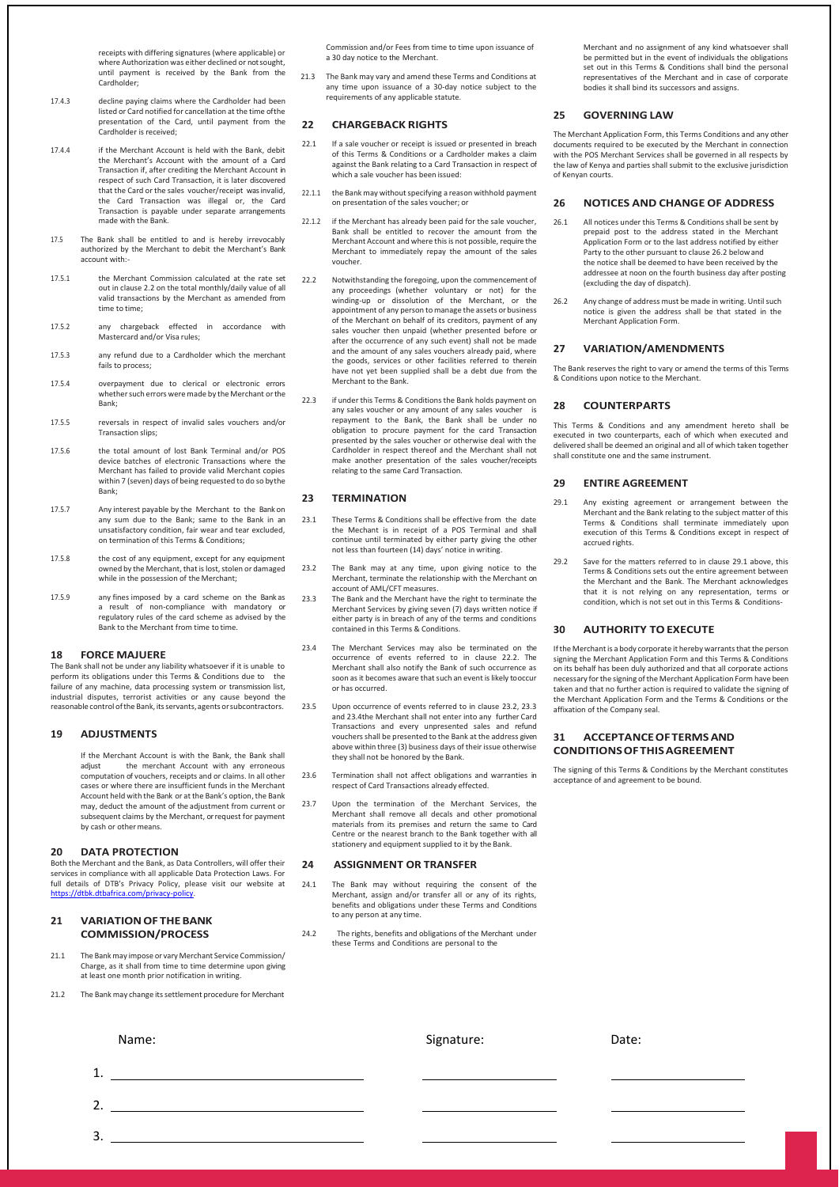receipts with differing signatures (where applicable) or where Authorization was either declined or not sought, until payment is received by the Bank from the Cardholder;

17.4.3 decline paying claims where the Cardholder had been listed or Card notified for cancellation at the time of the presentation of the Card, until payment from the Cardholder is received;

17.4.4 if the Merchant Account is held with the Bank, debit the Merchant's Account with the amount of a Card Transaction if, after crediting the Merchant Account in respect of such Card Transaction, it is later discovered that the Card or the sales voucher/receipt was invalid, the Card Transaction was illegal or, the Card Transaction is payable under separate arrangements made with the Bank.

17.5 The Bank shall be entitled to and is hereby irrevocably authorized by the Merchant to debit the Merchant's Bank account with:-

17.5.1 the Merchant Commission calculated at the rate set out in clause 2.2 on the total monthly/daily value of all valid transactions by the Merchant as amended from time to time;

17.5.2 any chargeback effected in accordance with Mastercard and/or Visa rules;

17.5.3 any refund due to a Cardholder which the merchant fails to process;

17.5.4 overpayment due to clerical or electronic errors whether such errors were made by the Merchant or the Bank;

17.5.5 reversals in respect of invalid sales vouchers and/or Transaction slips;

17.5.6 the total amount of lost Bank Terminal and/or POS device batches of electronic Transactions where the Merchant has failed to provide valid Merchant copies within 7 (seven) days of being requested to do so by the Bank;

17.5.7 Any interest payable by the Merchant to the Bank on any sum due to the Bank; same to the Bank in an unsatisfactory condition, fair wear and tear excluded, on termination of this Terms & Conditions;

17.5.8 the cost of any equipment, except for any equipment owned by the Merchant, that is lost, stolen or damaged while in the possession of the Merchant;

17.5.9 any fines imposed by a card scheme on the Bank as a result of non-compliance with mandatory or regulatory rules of the card scheme as advised by the Bank to the Merchant from time to time.

## 18 FORCE MAJUERE

The Bank shall not be under any liability whatsoever if it is unable to perform its obligations under this Terms & Conditions due to the failure of any machine, data processing system or transmission list, industrial disputes, terrorist activities or any cause beyond the reasonable control of the Bank, its servants, agents or subcontractors.

## 19 ADJUSTMENTS

If the Merchant Account is with the Bank, the Bank shall adjust the merchant Account with any erroneous computation of vouchers, receipts and or claims. In all other cases or where there are insufficient funds in the Merchant Account held with the Bank or at the Bank's option, the Bank may, deduct the amount of the adjustment from current or subsequent claims by the Merchant, or request for payment by cash or other means.

## 20 DATA PROTECTION

Both the Merchant and the Bank, as Data Controllers, will offer their services in compliance with all applicable Data Protection Laws. For full details of DTB's Privacy Policy, please visit our website at https://dtbk.dtbafrica.com/privacy-policy.

## 21 VARIATION OF THE BANK COMMISSION/PROCESS

21.1 The Bank may impose or vary Merchant Service Commission/ Charge, as it shall from time to time determine upon giving at least one month prior notification in writing.

21.2 The Bank may change its settlement procedure for Merchant Commission and/or Fees from time to time upon issuance of a 30 day notice to the Merchant.

21.3 The Bank may vary and amend these Terms and Conditions at any time upon issuance of a 30-day notice subject to the requirements of any applicable statute.

## 22 CHARGEBACK RIGHTS

22.1 If a sale voucher or receipt is issued or presented in breach of this Terms & Conditions or a Cardholder makes a claim against the Bank relating to a Card Transaction in respect of which a sale voucher has been issued:

22.1.1 the Bank may without specifying a reason withhold payment on presentation of the sales voucher; or

22.1.2 if the Merchant has already been paid for the sale voucher, Bank shall be entitled to recover the amount from the Merchant Account and where this is not possible, require the Merchant to immediately repay the amount of the sales voucher.

22.2 Notwithstanding the foregoing, upon the commencement of any proceedings (whether voluntary or not) for the winding-up or dissolution of the Merchant, or the appointment of any person to manage the assets or business of the Merchant on behalf of its creditors, payment of any sales voucher then unpaid (whether presented before or after the occurrence of any such event) shall not be made and the amount of any sales vouchers already paid, where the goods, services or other facilities referred to therein have not yet been supplied shall be a debt due from the Merchant to the Bank.

22.3 if under this Terms & Conditions the Bank holds payment on any sales voucher or any amount of any sales voucher is repayment to the Bank, the Bank shall be under no obligation to procure payment for the card Transaction presented by the sales voucher or otherwise deal with the Cardholder in respect thereof and the Merchant shall not make another presentation of the sales voucher/receipts relating to the same Card Transaction.

## 23 TERMINATION

23.1 These Terms & Conditions shall be effective from the date the Mechant is in receipt of a POS Terminal and shall continue until terminated by either party giving the other not less than fourteen (14) days' notice in writing.

23.2 The Bank may at any time, upon giving notice to the Merchant, terminate the relationship with the Merchant on account of AML/CFT measures.

23.3 The Bank and the Merchant have the right to terminate the Merchant Services by giving seven (7) days written notice if either party is in breach of any of the terms and conditions contained in this Terms & Conditions.

23.4 The Merchant Services may also be terminated on the occurrence of events referred to in clause 22.2. The Merchant shall also notify the Bank of such occurrence as soon as it becomes aware that such an event is likely to occur or has occurred.

23.5 Upon occurrence of events referred to in clause 23.2, 23.3 and 23.4the Merchant shall not enter into any further Card Transactions and every unpresented sales and refund vouchers shall be presented to the Bank at the address given above within three (3) business days of their issue otherwise they shall not be honored by the Bank.

23.6 Termination shall not affect obligations and warranties in respect of Card Transactions already effected.

23.7 Upon the termination of the Merchant Services, the Merchant shall remove all decals and other promotional materials from its premises and return the same to Card Centre or the nearest branch to the Bank together with all stationery and equipment supplied to it by the Bank.

## 24 ASSIGNMENT OR TRANSFER

24.1 The Bank may without requiring the consent of the Merchant, assign and/or transfer all or any of its rights, benefits and obligations under these Terms and Conditions to any person at any time.

24.2 The rights, benefits and obligations of the Merchant under these Terms and Conditions are personal to the Merchant and no assignment of any kind whatsoever shall be permitted but in the event of individuals the obligations set out in this Terms & Conditions shall bind the personal representatives of the Merchant and in case of corporate bodies it shall bind its successors and assigns.

## 25 GOVERNING LAW

The Merchant Application Form, this Terms Conditions and any other documents required to be executed by the Merchant in connection with the POS Merchant Services shall be governed in all respects by the law of Kenya and parties shall submit to the exclusive jurisdiction of Kenyan courts.

## 26 NOTICES AND CHANGE OF ADDRESS

26.1 All notices under this Terms & Conditions shall be sent by prepaid post to the address stated in the Merchant Application Form or to the last address notified by either Party to the other pursuant to clause 26.2 below and the notice shall be deemed to have been received by the addressee at noon on the fourth business day after posting (excluding the day of dispatch).

26.2 Any change of address must be made in writing. Until such notice is given the address shall be that stated in the Merchant Application Form.

## 27 VARIATION/AMENDMENTS

The Bank reserves the right to vary or amend the terms of this Terms & Conditions upon notice to the Merchant.

## 28 COUNTERPARTS

This Terms & Conditions and any amendment hereto shall be executed in two counterparts, each of which when executed and delivered shall be deemed an original and all of which taken together shall constitute one and the same instrument.

## 29 ENTIRE AGREEMENT

29.1 Any existing agreement or arrangement between the Merchant and the Bank relating to the subject matter of this Terms & Conditions shall terminate immediately upon execution of this Terms & Conditions except in respect of accrued rights.

29.2 Save for the matters referred to in clause 29.1 above, this Terms & Conditions sets out the entire agreement between the Merchant and the Bank. The Merchant acknowledges that it is not relying on any representation, terms or condition, which is not set out in this Terms & Conditions-

## 30 AUTHORITY TO EXECUTE

If the Merchant is a body corporate it hereby warrants that the person signing the Merchant Application Form and this Terms & Conditions on its behalf has been duly authorized and that all corporate actions necessary for the signing of the Merchant Application Form have been taken and that no further action is required to validate the signing of the Merchant Application Form and the Terms & Conditions or the affixation of the Company seal.

## 31 ACCEPTANCE OF TERMS AND CONDITIONS OF THIS AGREEMENT

The signing of this Terms & Conditions by the Merchant constitutes acceptance of and agreement to be bound.

| Name: | Signature: | Date: |
|---|---|---|
| 1. | | |
| 2. | | |
| 3. | | |